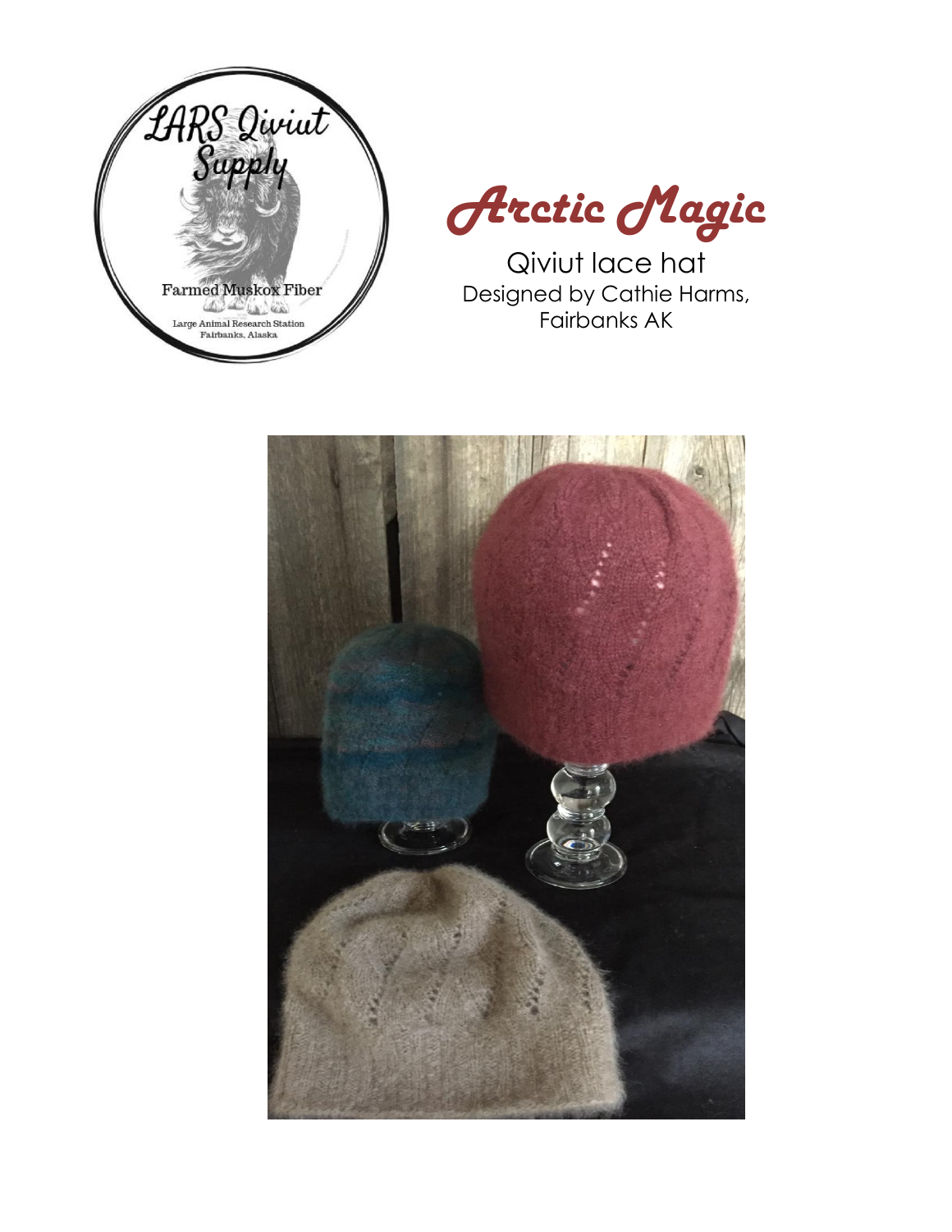# Arctic Magic

Qiviut lace hat

Designed by Cathie Harms, Fairbanks AK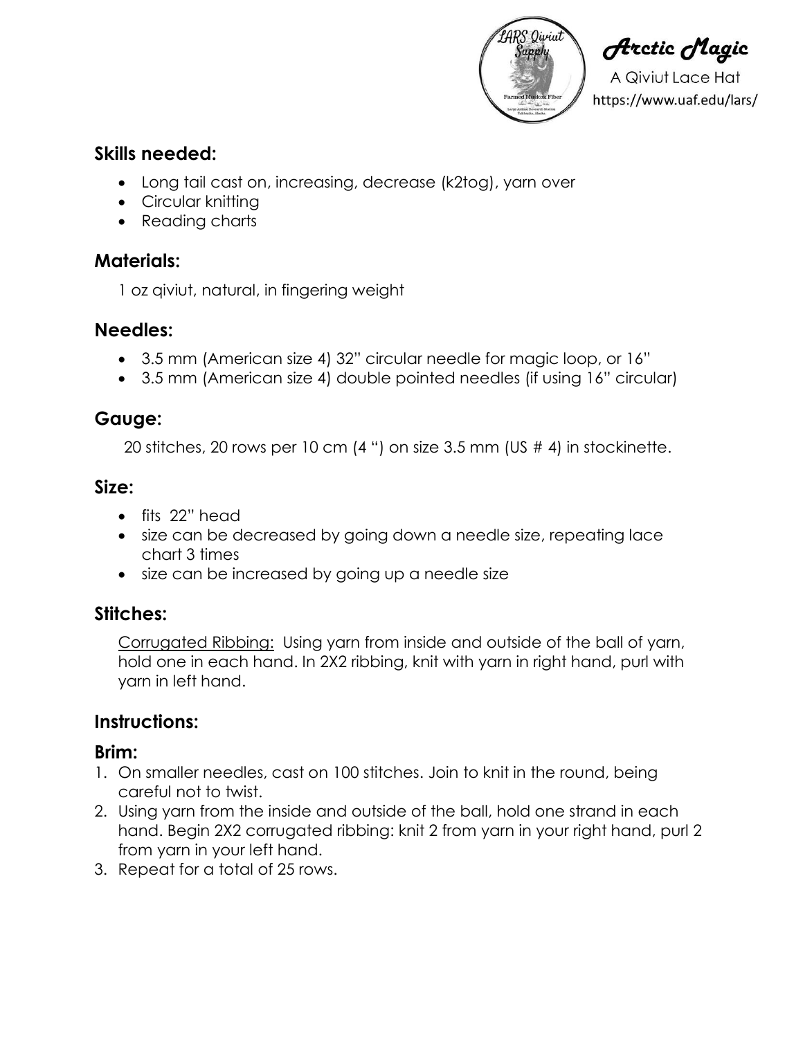# *Arctic Magic*

A Qiviut Lace Hat

https://www.uaf.edu/lars/

## Skills needed:

- Long tail cast on, increasing, decrease (k2tog), yarn over
- Circular knitting
- Reading charts

## Materials:

1 oz qiviut, natural, in fingering weight

## Needles:

- 3.5 mm (American size 4) 32" circular needle for magic loop, or 16"
- 3.5 mm (American size 4) double pointed needles (if using 16" circular)

## Gauge:

20 stitches, 20 rows per 10 cm (4 ") on size 3.5 mm (US # 4) in stockinette.

## Size:

- fits 22" head
- size can be decreased by going down a needle size, repeating lace chart 3 times
- size can be increased by going up a needle size

## Stitches:

Corrugated Ribbing: Using yarn from inside and outside of the ball of yarn, hold one in each hand. In 2X2 ribbing, knit with yarn in right hand, purl with yarn in left hand.

## Instructions:

## Brim:

1. On smaller needles, cast on 100 stitches. Join to knit in the round, being careful not to twist.
2. Using yarn from the inside and outside of the ball, hold one strand in each hand. Begin 2X2 corrugated ribbing: knit 2 from yarn in your right hand, purl 2 from yarn in your left hand.
3. Repeat for a total of 25 rows.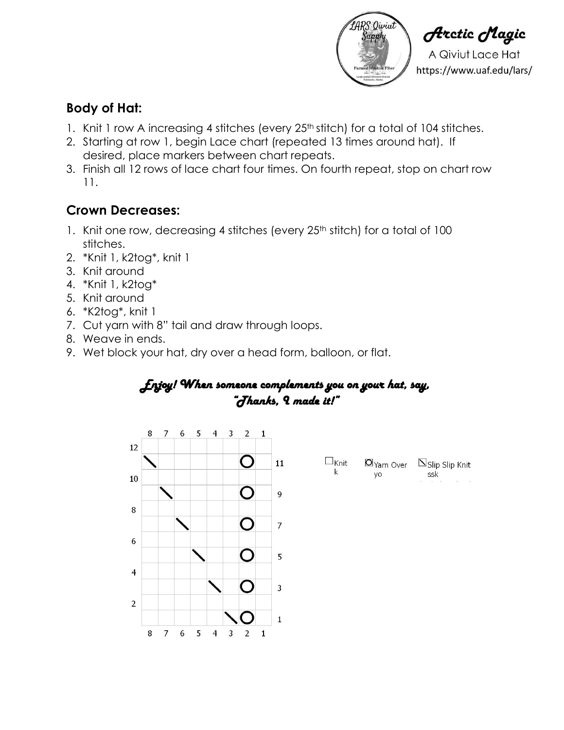*Arctic Magic*

A Qiviut Lace Hat

https://www.uaf.edu/lars/

## Body of Hat:

1. Knit 1 row A increasing 4 stitches (every 25th stitch) for a total of 104 stitches.
2. Starting at row 1, begin Lace chart (repeated 13 times around hat). If desired, place markers between chart repeats.
3. Finish all 12 rows of lace chart four times. On fourth repeat, stop on chart row 11.

## Crown Decreases:

1. Knit one row, decreasing 4 stitches (every 25th stitch) for a total of 100 stitches.
2. *Knit 1, k2tog*, knit 1
3. Knit around
4. *Knit 1, k2tog*
5. Knit around
6. *K2tog*, knit 1
7. Cut yarn with 8" tail and draw through loops.
8. Weave in ends.
9. Wet block your hat, dry over a head form, balloon, or flat.

***Enjoy! When someone complements you on your hat, say, "Thanks, I made it!"***

8 7 6 5 4 3 2 1

12

11

10

9

8

7

6

5

4

3

2

1

8 7 6 5 4 3 2 1

Knit k

Yarn Over yo

Slip Slip Knit ssk